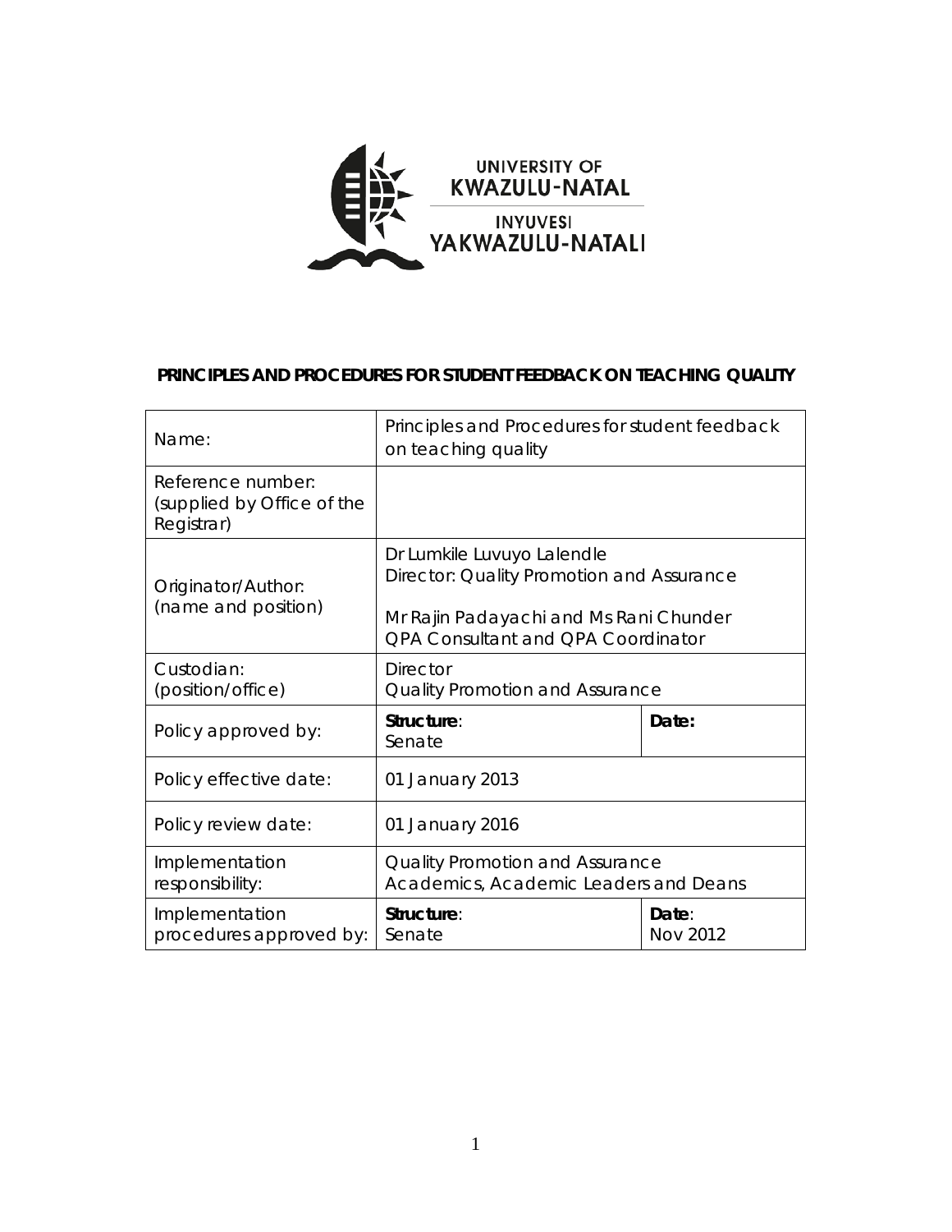UNIVERSITY OF KWAZULU-NATAL

INYUVESI YAKWAZULU-NATALI

# PRINCIPLES AND PROCEDURES FOR STUDENT FEEDBACK ON TEACHING QUALITY

| Name: | Principles and Procedures for student feedback on teaching quality | |
|---|---|---|
| Reference number: (supplied by Office of the Registrar) | | |
| Originator/Author: (name and position) | Dr Lumkile Luvuyo Lalendle<br>Director: Quality Promotion and Assurance<br><br>Mr Rajin Padayachi and Ms Rani Chunder<br>QPA Consultant and QPA Coordinator | |
| Custodian: (position/office) | Director<br>Quality Promotion and Assurance | |
| Policy approved by: | **Structure**:<br>Senate | **Date:** |
| Policy effective date: | 01 January 2013 | |
| Policy review date: | 01 January 2016 | |
| Implementation responsibility: | Quality Promotion and Assurance<br>Academics, Academic Leaders and Deans | |
| Implementation procedures approved by: | **Structure**:<br>Senate | **Date**:<br>Nov 2012 |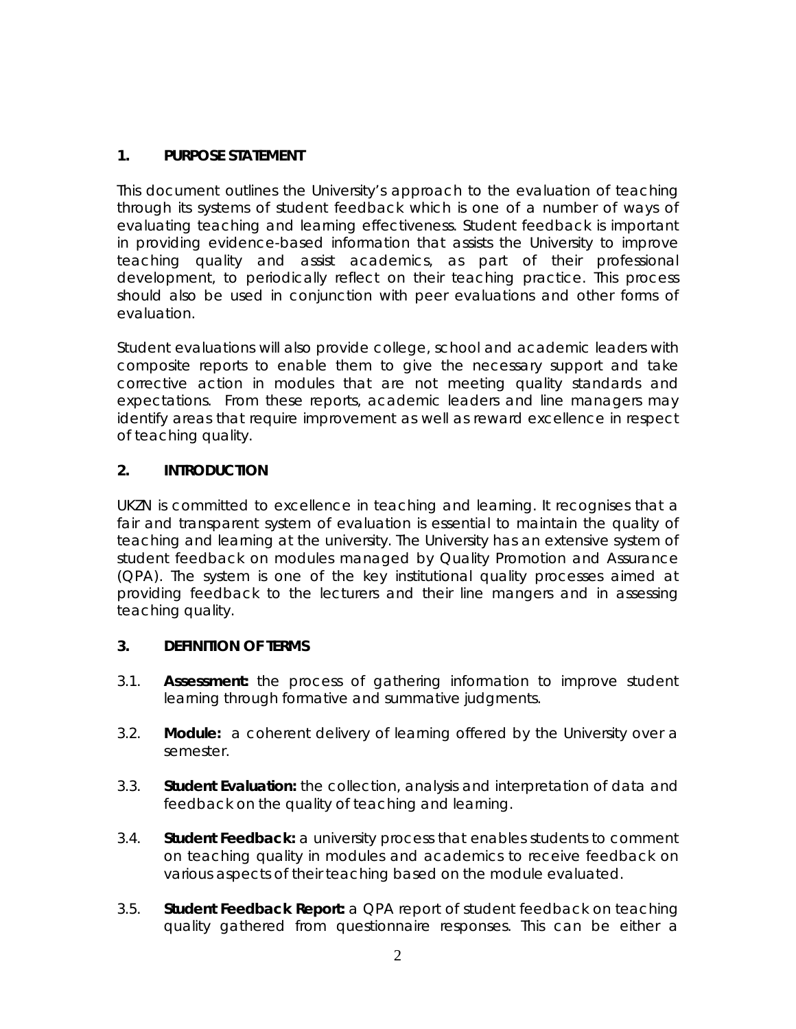## 1. PURPOSE STATEMENT

This document outlines the University's approach to the evaluation of teaching through its systems of student feedback which is one of a number of ways of evaluating teaching and learning effectiveness. Student feedback is important in providing evidence-based information that assists the University to improve teaching quality and assist academics, as part of their professional development, to periodically reflect on their teaching practice. This process should also be used in conjunction with peer evaluations and other forms of evaluation.

Student evaluations will also provide college, school and academic leaders with composite reports to enable them to give the necessary support and take corrective action in modules that are not meeting quality standards and expectations. From these reports, academic leaders and line managers may identify areas that require improvement as well as reward excellence in respect of teaching quality.

## 2. INTRODUCTION

UKZN is committed to excellence in teaching and learning. It recognises that a fair and transparent system of evaluation is essential to maintain the quality of teaching and learning at the university. The University has an extensive system of student feedback on modules managed by Quality Promotion and Assurance (QPA). The system is one of the key institutional quality processes aimed at providing feedback to the lecturers and their line mangers and in assessing teaching quality.

## 3. DEFINITION OF TERMS

3.1. **Assessment:** the process of gathering information to improve student learning through formative and summative judgments.

3.2. **Module:** a coherent delivery of learning offered by the University over a semester.

3.3. **Student Evaluation:** the collection, analysis and interpretation of data and feedback on the quality of teaching and learning.

3.4. **Student Feedback:** a university process that enables students to comment on teaching quality in modules and academics to receive feedback on various aspects of their teaching based on the module evaluated.

3.5. **Student Feedback Report:** a QPA report of student feedback on teaching quality gathered from questionnaire responses. This can be either a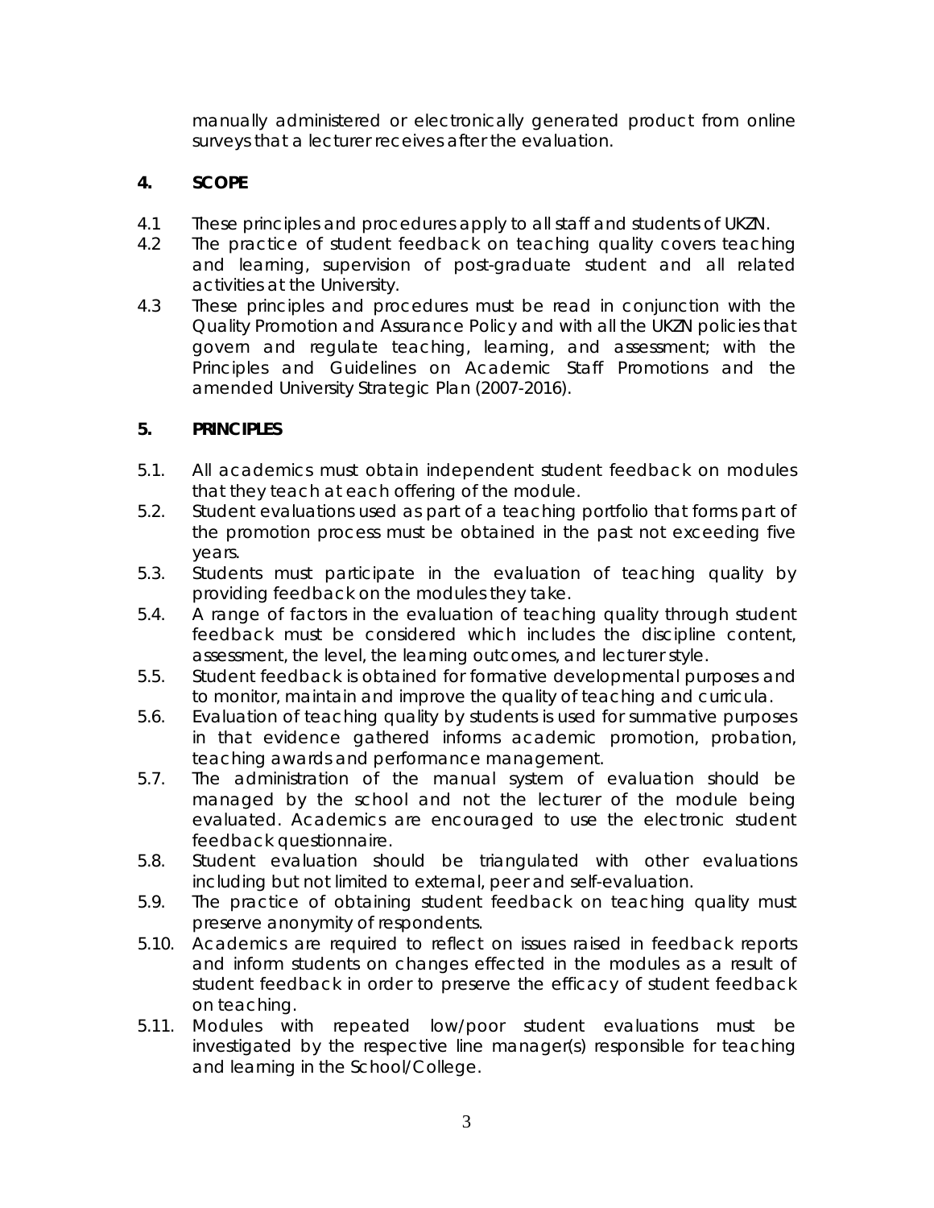manually administered or electronically generated product from online surveys that a lecturer receives after the evaluation.

## 4. SCOPE

4.1 These principles and procedures apply to all staff and students of UKZN.

4.2 The practice of student feedback on teaching quality covers teaching and learning, supervision of post-graduate student and all related activities at the University.

4.3 These principles and procedures must be read in conjunction with the Quality Promotion and Assurance Policy and with all the UKZN policies that govern and regulate teaching, learning, and assessment; with the Principles and Guidelines on Academic Staff Promotions and the amended University Strategic Plan (2007-2016).

## 5. PRINCIPLES

5.1. All academics must obtain independent student feedback on modules that they teach at each offering of the module.

5.2. Student evaluations used as part of a teaching portfolio that forms part of the promotion process must be obtained in the past not exceeding five years.

5.3. Students must participate in the evaluation of teaching quality by providing feedback on the modules they take.

5.4. A range of factors in the evaluation of teaching quality through student feedback must be considered which includes the discipline content, assessment, the level, the learning outcomes, and lecturer style.

5.5. Student feedback is obtained for formative developmental purposes and to monitor, maintain and improve the quality of teaching and curricula.

5.6. Evaluation of teaching quality by students is used for summative purposes in that evidence gathered informs academic promotion, probation, teaching awards and performance management.

5.7. The administration of the manual system of evaluation should be managed by the school and not the lecturer of the module being evaluated. Academics are encouraged to use the electronic student feedback questionnaire.

5.8. Student evaluation should be triangulated with other evaluations including but not limited to external, peer and self-evaluation.

5.9. The practice of obtaining student feedback on teaching quality must preserve anonymity of respondents.

5.10. Academics are required to reflect on issues raised in feedback reports and inform students on changes effected in the modules as a result of student feedback in order to preserve the efficacy of student feedback on teaching.

5.11. Modules with repeated low/poor student evaluations must be investigated by the respective line manager(s) responsible for teaching and learning in the School/College.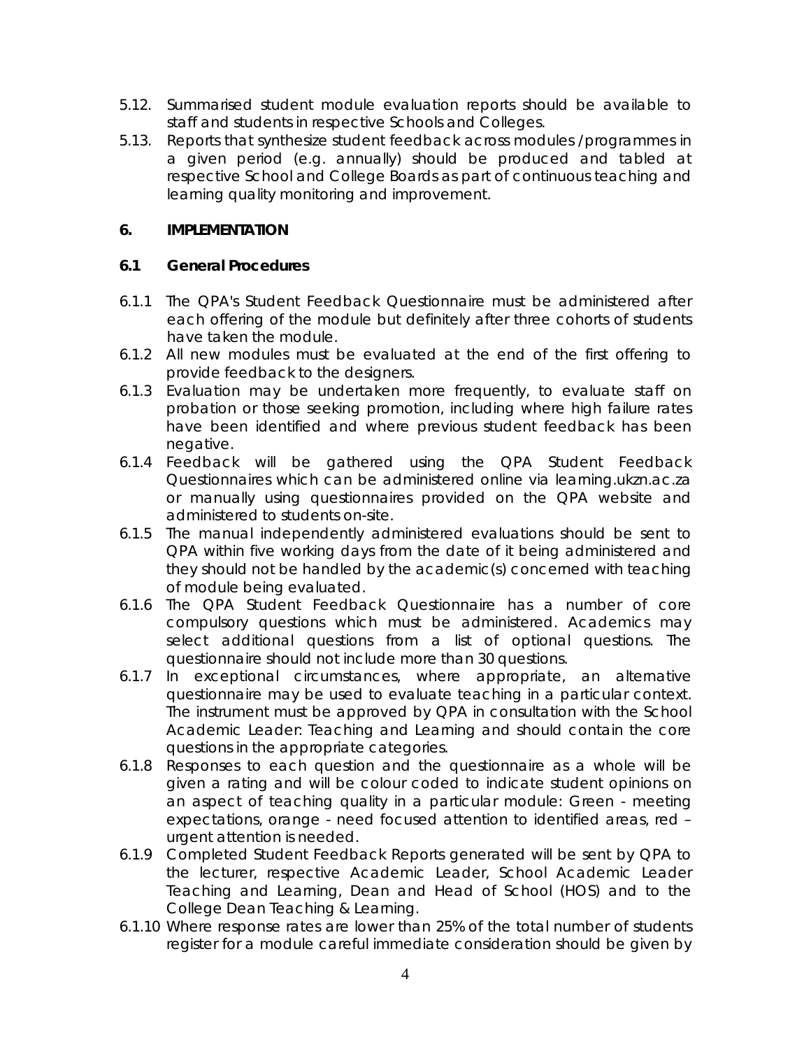5.12. Summarised student module evaluation reports should be available to staff and students in respective Schools and Colleges.

5.13. Reports that synthesize student feedback across modules /programmes in a given period (e.g. annually) should be produced and tabled at respective School and College Boards as part of continuous teaching and learning quality monitoring and improvement.

## 6. IMPLEMENTATION

### 6.1 General Procedures

6.1.1 The QPA's Student Feedback Questionnaire must be administered after each offering of the module but definitely after three cohorts of students have taken the module.

6.1.2 All new modules must be evaluated at the end of the first offering to provide feedback to the designers.

6.1.3 Evaluation may be undertaken more frequently, to evaluate staff on probation or those seeking promotion, including where high failure rates have been identified and where previous student feedback has been negative.

6.1.4 Feedback will be gathered using the QPA Student Feedback Questionnaires which can be administered online via learning.ukzn.ac.za or manually using questionnaires provided on the QPA website and administered to students on-site.

6.1.5 The manual independently administered evaluations should be sent to QPA within five working days from the date of it being administered and they should not be handled by the academic(s) concerned with teaching of module being evaluated.

6.1.6 The QPA Student Feedback Questionnaire has a number of core compulsory questions which must be administered. Academics may select additional questions from a list of optional questions. The questionnaire should not include more than 30 questions.

6.1.7 In exceptional circumstances, where appropriate, an alternative questionnaire may be used to evaluate teaching in a particular context. The instrument must be approved by QPA in consultation with the School Academic Leader: Teaching and Learning and should contain the core questions in the appropriate categories.

6.1.8 Responses to each question and the questionnaire as a whole will be given a rating and will be colour coded to indicate student opinions on an aspect of teaching quality in a particular module: Green - meeting expectations, orange - need focused attention to identified areas, red – urgent attention is needed.

6.1.9 Completed Student Feedback Reports generated will be sent by QPA to the lecturer, respective Academic Leader, School Academic Leader Teaching and Learning, Dean and Head of School (HOS) and to the College Dean Teaching & Learning.

6.1.10 Where response rates are lower than 25% of the total number of students register for a module careful immediate consideration should be given by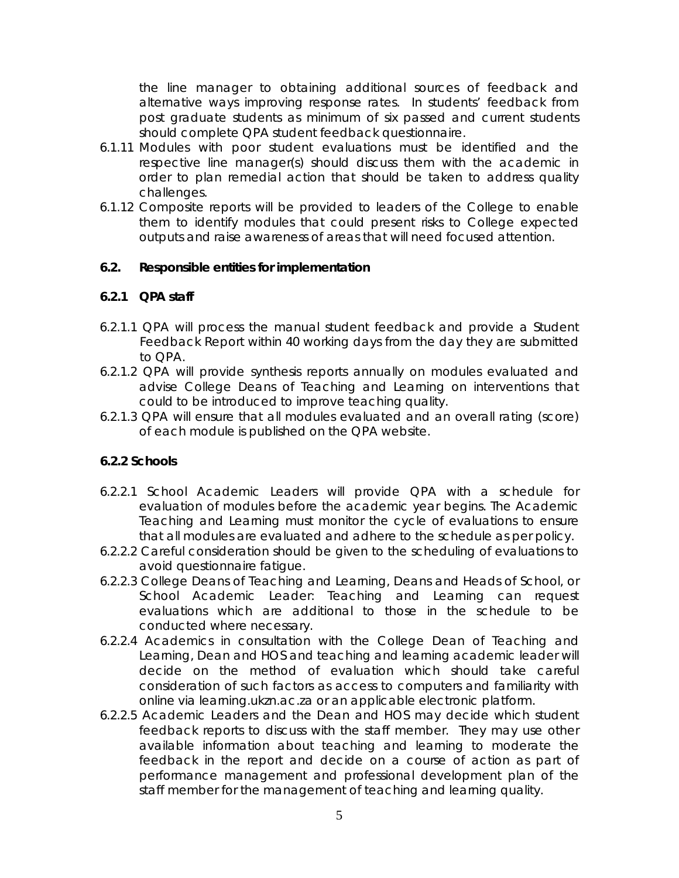the line manager to obtaining additional sources of feedback and alternative ways improving response rates. In students' feedback from post graduate students as minimum of six passed and current students should complete QPA student feedback questionnaire.

6.1.11 Modules with poor student evaluations must be identified and the respective line manager(s) should discuss them with the academic in order to plan remedial action that should be taken to address quality challenges.

6.1.12 Composite reports will be provided to leaders of the College to enable them to identify modules that could present risks to College expected outputs and raise awareness of areas that will need focused attention.

**6.2. Responsible entities for implementation**

**6.2.1 QPA staff**

6.2.1.1 QPA will process the manual student feedback and provide a Student Feedback Report within 40 working days from the day they are submitted to QPA.

6.2.1.2 QPA will provide synthesis reports annually on modules evaluated and advise College Deans of Teaching and Learning on interventions that could to be introduced to improve teaching quality.

6.2.1.3 QPA will ensure that all modules evaluated and an overall rating (score) of each module is published on the QPA website.

**6.2.2 Schools**

6.2.2.1 School Academic Leaders will provide QPA with a schedule for evaluation of modules before the academic year begins. The Academic Teaching and Learning must monitor the cycle of evaluations to ensure that all modules are evaluated and adhere to the schedule as per policy.

6.2.2.2 Careful consideration should be given to the scheduling of evaluations to avoid questionnaire fatigue.

6.2.2.3 College Deans of Teaching and Learning, Deans and Heads of School, or School Academic Leader: Teaching and Learning can request evaluations which are additional to those in the schedule to be conducted where necessary.

6.2.2.4 Academics in consultation with the College Dean of Teaching and Learning, Dean and HOS and teaching and learning academic leader will decide on the method of evaluation which should take careful consideration of such factors as access to computers and familiarity with online via learning.ukzn.ac.za or an applicable electronic platform.

6.2.2.5 Academic Leaders and the Dean and HOS may decide which student feedback reports to discuss with the staff member. They may use other available information about teaching and learning to moderate the feedback in the report and decide on a course of action as part of performance management and professional development plan of the staff member for the management of teaching and learning quality.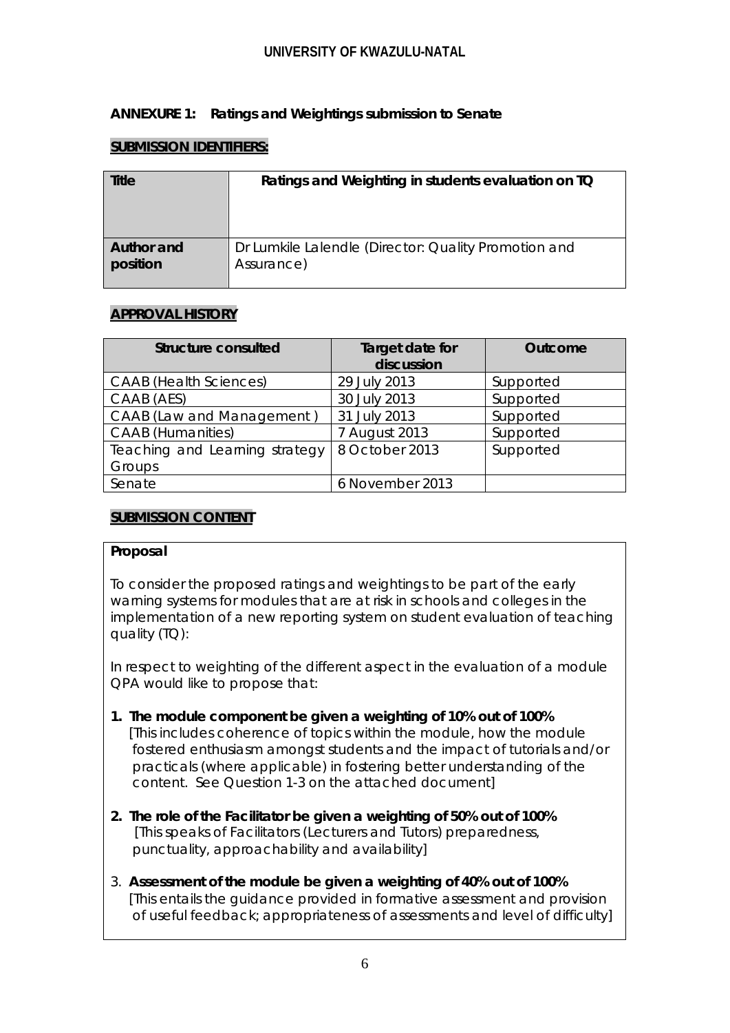## ANNEXURE 1: Ratings and Weightings submission to Senate

### SUBMISSION IDENTIFIERS:

| Title | Ratings and Weighting in students evaluation on TQ |
|---|---|
| Author and position | Dr Lumkile Lalendle (Director: Quality Promotion and Assurance) |

### APPROVAL HISTORY

| Structure consulted | Target date for discussion | Outcome |
|---|---|---|
| CAAB (Health Sciences) | 29 July 2013 | Supported |
| CAAB (AES) | 30 July 2013 | Supported |
| CAAB (Law and Management ) | 31 July 2013 | Supported |
| CAAB (Humanities) | 7 August 2013 | Supported |
| Teaching and Learning strategy Groups | 8 October 2013 | Supported |
| Senate | 6 November 2013 | |

### SUBMISSION CONTENT

**Proposal**

To consider the proposed ratings and weightings to be part of the early warning systems for modules that are at risk in schools and colleges in the implementation of a new reporting system on student evaluation of teaching quality (TQ):

In respect to weighting of the different aspect in the evaluation of a module QPA would like to propose that:

1. **The module component be given a weighting of 10% out of 100%**
   [This includes coherence of topics within the module, how the module fostered enthusiasm amongst students and the impact of tutorials and/or practicals (where applicable) in fostering better understanding of the content. See Question 1-3 on the attached document]

2. **The role of the Facilitator be given a weighting of 50% out of 100%**
   [This speaks of Facilitators (Lecturers and Tutors) preparedness, punctuality, approachability and availability]

3. **Assessment of the module be given a weighting of 40% out of 100%**
   [This entails the guidance provided in formative assessment and provision of useful feedback; appropriateness of assessments and level of difficulty]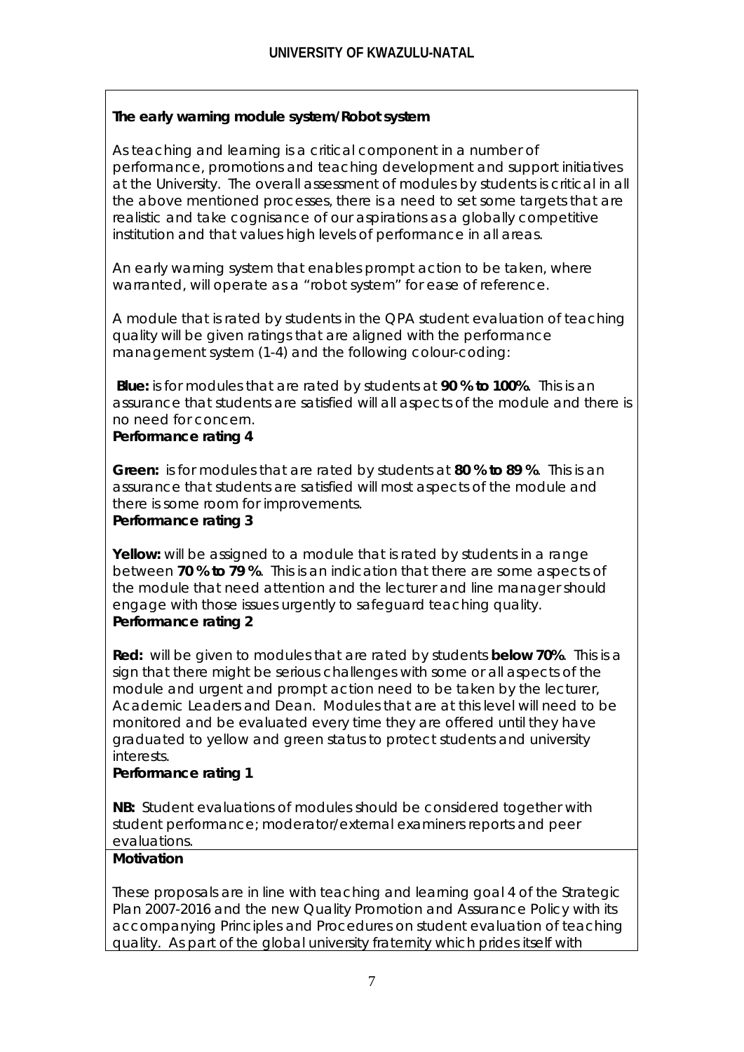**The early warning module system/Robot system**

As teaching and learning is a critical component in a number of performance, promotions and teaching development and support initiatives at the University. The overall assessment of modules by students is critical in all the above mentioned processes, there is a need to set some targets that are realistic and take cognisance of our aspirations as a globally competitive institution and that values high levels of performance in all areas.

An early warning system that enables prompt action to be taken, where warranted, will operate as a "robot system" for ease of reference.

A module that is rated by students in the QPA student evaluation of teaching quality will be given ratings that are aligned with the performance management system (1-4) and the following colour-coding:

**Blue:** is for modules that are rated by students at **90 % to 100%**. This is an assurance that students are satisfied will all aspects of the module and there is no need for concern.
**Performance rating 4**

**Green:** is for modules that are rated by students at **80 % to 89 %**. This is an assurance that students are satisfied will most aspects of the module and there is some room for improvements.
**Performance rating 3**

**Yellow:** will be assigned to a module that is rated by students in a range between **70 % to 79 %**. This is an indication that there are some aspects of the module that need attention and the lecturer and line manager should engage with those issues urgently to safeguard teaching quality.
**Performance rating 2**

**Red:** will be given to modules that are rated by students **below 70%**. This is a sign that there might be serious challenges with some or all aspects of the module and urgent and prompt action need to be taken by the lecturer, Academic Leaders and Dean. Modules that are at this level will need to be monitored and be evaluated every time they are offered until they have graduated to yellow and green status to protect students and university interests.
**Performance rating 1**

**NB:** Student evaluations of modules should be considered together with student performance; moderator/external examiners reports and peer evaluations.

**Motivation**

These proposals are in line with teaching and learning goal 4 of the Strategic Plan 2007-2016 and the new Quality Promotion and Assurance Policy with its accompanying Principles and Procedures on student evaluation of teaching quality. As part of the global university fraternity which prides itself with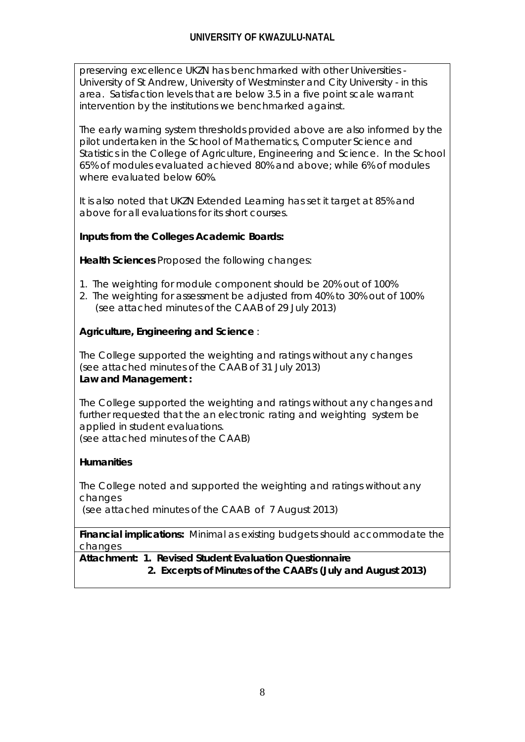preserving excellence UKZN has benchmarked with other Universities - University of St Andrew, University of Westminster and City University - in this area. Satisfaction levels that are below 3.5 in a five point scale warrant intervention by the institutions we benchmarked against.

The early warning system thresholds provided above are also informed by the pilot undertaken in the School of Mathematics, Computer Science and Statistics in the College of Agriculture, Engineering and Science. In the School 65% of modules evaluated achieved 80% and above; while 6% of modules where evaluated below 60%.

It is also noted that UKZN Extended Learning has set it target at 85% and above for all evaluations for its short courses.

**Inputs from the Colleges Academic Boards:**

**Health Sciences** Proposed the following changes:

1. The weighting for module component should be 20% out of 100%
2. The weighting for assessment be adjusted from 40% to 30% out of 100% (see attached minutes of the CAAB of 29 July 2013)

**Agriculture, Engineering and Science** :

The College supported the weighting and ratings without any changes (see attached minutes of the CAAB of 31 July 2013)

**Law and Management :**

The College supported the weighting and ratings without any changes and further requested that the an electronic rating and weighting system be applied in student evaluations.
(see attached minutes of the CAAB)

**Humanities**

The College noted and supported the weighting and ratings without any changes
(see attached minutes of the CAAB of 7 August 2013)

**Financial implications:** Minimal as existing budgets should accommodate the changes

**Attachment: 1. Revised Student Evaluation Questionnaire**
**2. Excerpts of Minutes of the CAAB's (July and August 2013)**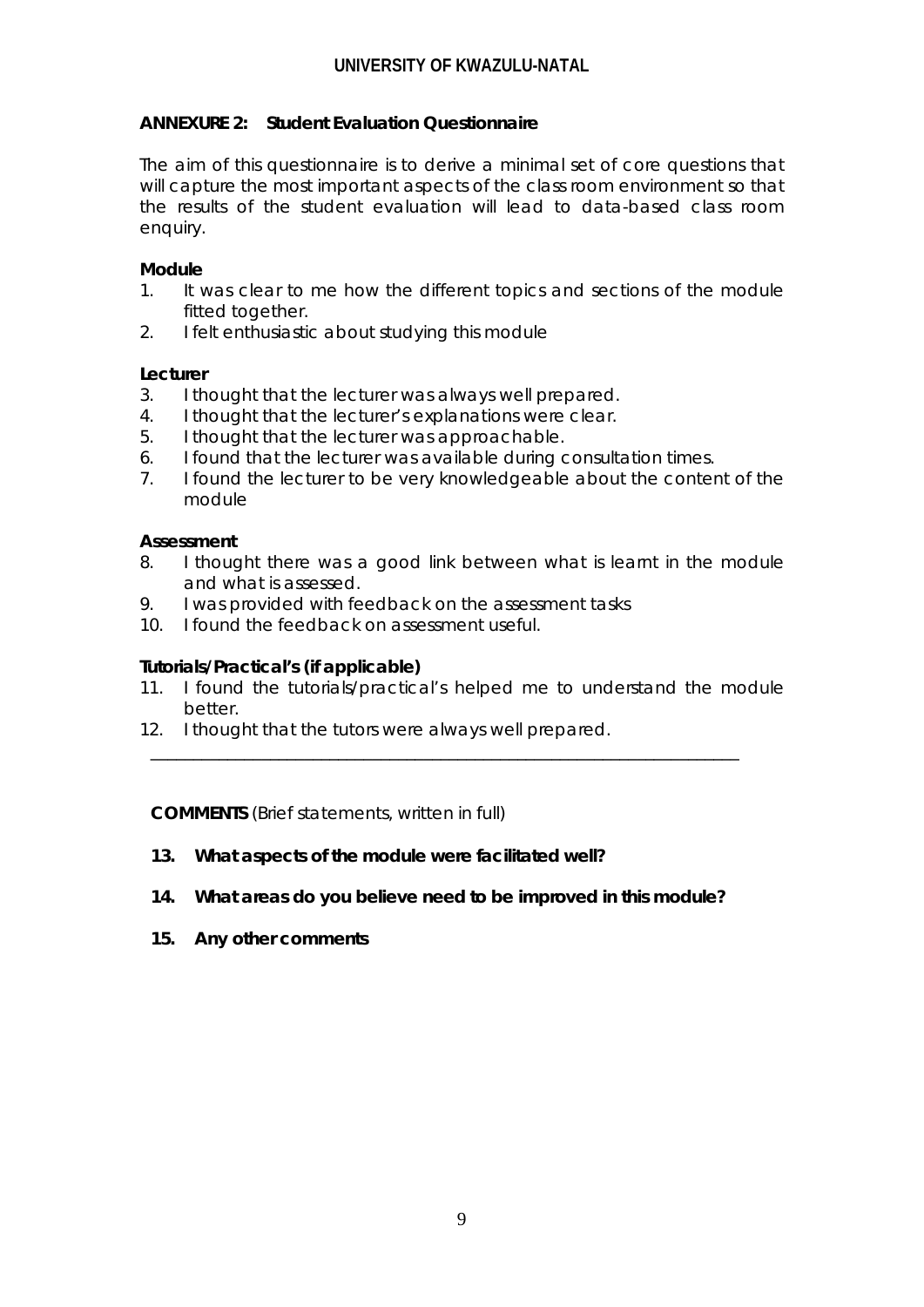## ANNEXURE 2: Student Evaluation Questionnaire

The aim of this questionnaire is to derive a minimal set of core questions that will capture the most important aspects of the class room environment so that the results of the student evaluation will lead to data-based class room enquiry.

**Module**

1. It was clear to me how the different topics and sections of the module fitted together.
2. I felt enthusiastic about studying this module

**Lecturer**

3. I thought that the lecturer was always well prepared.
4. I thought that the lecturer's explanations were clear.
5. I thought that the lecturer was approachable.
6. I found that the lecturer was available during consultation times.
7. I found the lecturer to be very knowledgeable about the content of the module

**Assessment**

8. I thought there was a good link between what is learnt in the module and what is assessed.
9. I was provided with feedback on the assessment tasks
10. I found the feedback on assessment useful.

**Tutorials/Practical's (if applicable)**

11. I found the tutorials/practical's helped me to understand the module better.
12. I thought that the tutors were always well prepared.

---

**COMMENTS** (Brief statements, written in full)

**13. What aspects of the module were facilitated well?**

**14. What areas do you believe need to be improved in this module?**

**15. Any other comments**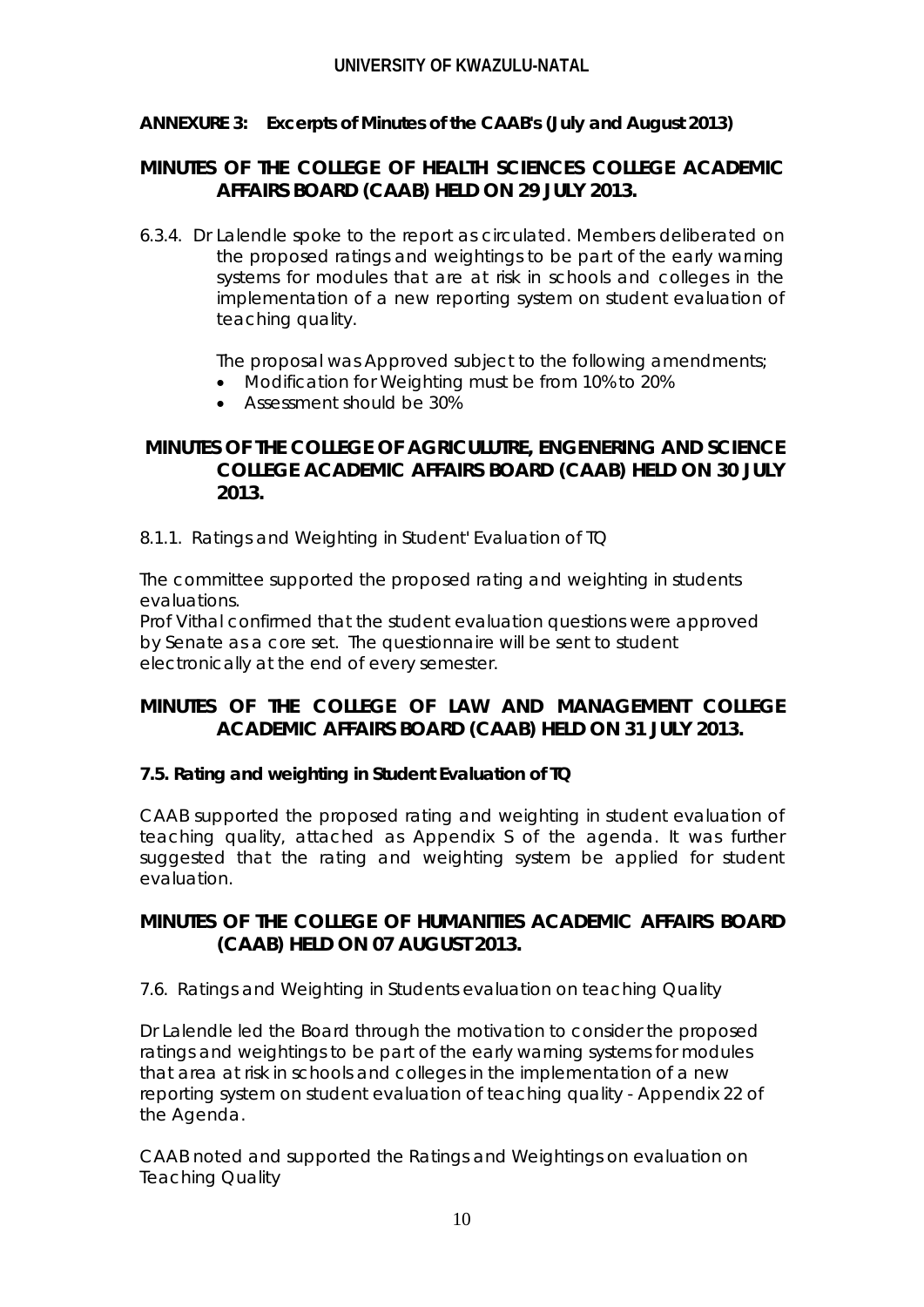**ANNEXURE 3: Excerpts of Minutes of the CAAB's (July and August 2013)**

## MINUTES OF THE COLLEGE OF HEALTH SCIENCES COLLEGE ACADEMIC AFFAIRS BOARD (CAAB) HELD ON 29 JULY 2013.

6.3.4. Dr Lalendle spoke to the report as circulated. Members deliberated on the proposed ratings and weightings to be part of the early warning systems for modules that are at risk in schools and colleges in the implementation of a new reporting system on student evaluation of teaching quality.

The proposal was Approved subject to the following amendments;

- Modification for Weighting must be from 10% to 20%
- Assessment should be 30%

## MINUTES OF THE COLLEGE OF AGRICULUTRE, ENGENERING AND SCIENCE COLLEGE ACADEMIC AFFAIRS BOARD (CAAB) HELD ON 30 JULY 2013.

8.1.1. Ratings and Weighting in Student' Evaluation of TQ

The committee supported the proposed rating and weighting in students evaluations.
Prof Vithal confirmed that the student evaluation questions were approved by Senate as a core set. The questionnaire will be sent to student electronically at the end of every semester.

## MINUTES OF THE COLLEGE OF LAW AND MANAGEMENT COLLEGE ACADEMIC AFFAIRS BOARD (CAAB) HELD ON 31 JULY 2013.

**7.5. Rating and weighting in Student Evaluation of TQ**

CAAB supported the proposed rating and weighting in student evaluation of teaching quality, attached as Appendix S of the agenda. It was further suggested that the rating and weighting system be applied for student evaluation.

## MINUTES OF THE COLLEGE OF HUMANITIES ACADEMIC AFFAIRS BOARD (CAAB) HELD ON 07 AUGUST 2013.

7.6. Ratings and Weighting in Students evaluation on teaching Quality

Dr Lalendle led the Board through the motivation to consider the proposed ratings and weightings to be part of the early warning systems for modules that area at risk in schools and colleges in the implementation of a new reporting system on student evaluation of teaching quality - Appendix 22 of the Agenda.

CAAB noted and supported the Ratings and Weightings on evaluation on Teaching Quality